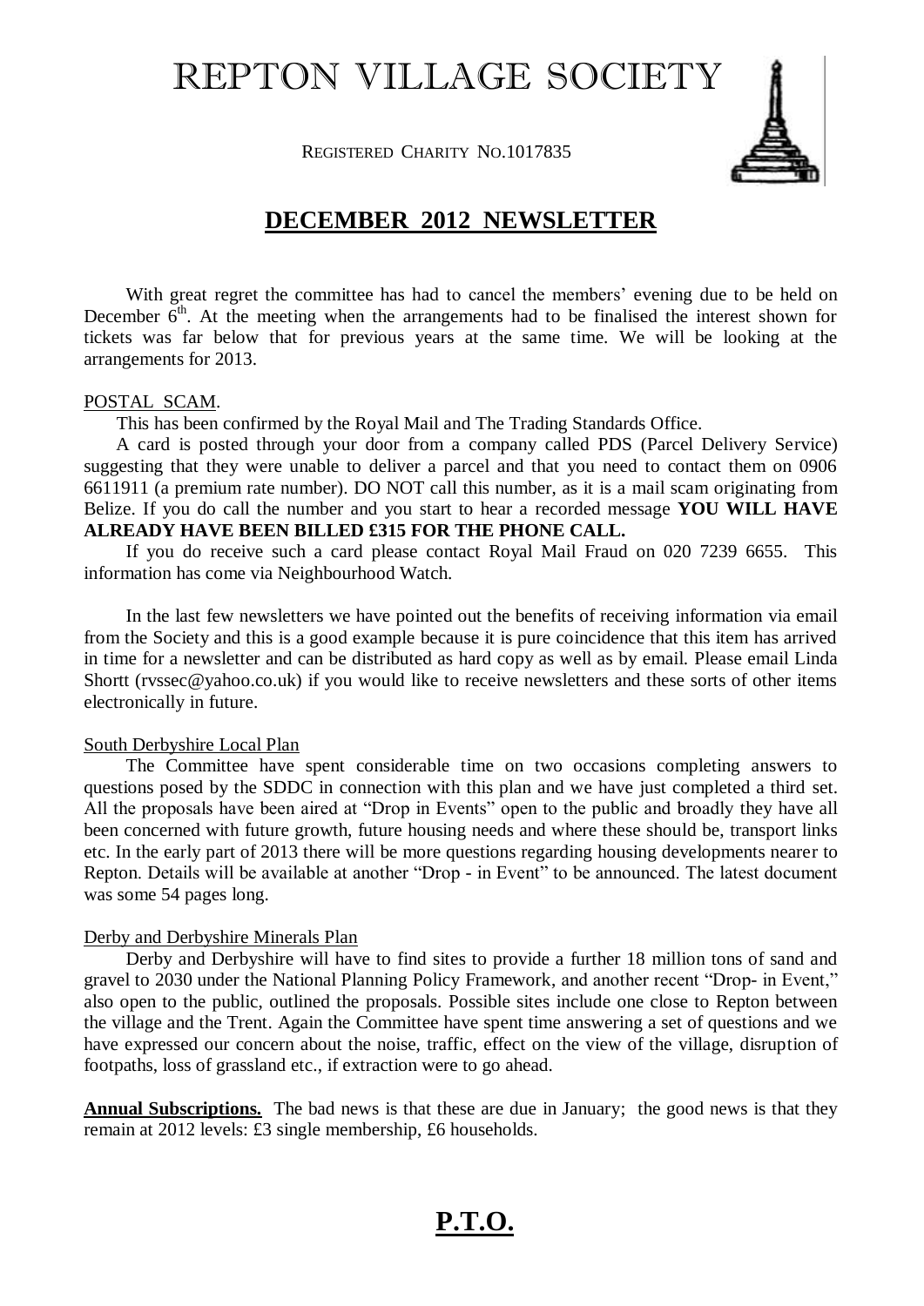# REPTON VILLAGE SOCIETY

REGISTERED CHARITY NO.1017835

## DECEMBER 2012 NEWSLETTER

With great regret the committee has had to cancel the members' evening due to be held on December 6th. At the meeting when the arrangements had to be finalised the interest shown for tickets was far below that for previous years at the same time. We will be looking at the arrangements for 2013.

POSTAL SCAM.

This has been confirmed by the Royal Mail and The Trading Standards Office.

A card is posted through your door from a company called PDS (Parcel Delivery Service) suggesting that they were unable to deliver a parcel and that you need to contact them on 0906 6611911 (a premium rate number). DO NOT call this number, as it is a mail scam originating from Belize. If you do call the number and you start to hear a recorded message **YOU WILL HAVE ALREADY HAVE BEEN BILLED £315 FOR THE PHONE CALL.**

If you do receive such a card please contact Royal Mail Fraud on 020 7239 6655. This information has come via Neighbourhood Watch.

In the last few newsletters we have pointed out the benefits of receiving information via email from the Society and this is a good example because it is pure coincidence that this item has arrived in time for a newsletter and can be distributed as hard copy as well as by email. Please email Linda Shortt (rvssec@yahoo.co.uk) if you would like to receive newsletters and these sorts of other items electronically in future.

South Derbyshire Local Plan

The Committee have spent considerable time on two occasions completing answers to questions posed by the SDDC in connection with this plan and we have just completed a third set. All the proposals have been aired at "Drop in Events" open to the public and broadly they have all been concerned with future growth, future housing needs and where these should be, transport links etc. In the early part of 2013 there will be more questions regarding housing developments nearer to Repton. Details will be available at another "Drop - in Event" to be announced. The latest document was some 54 pages long.

Derby and Derbyshire Minerals Plan

Derby and Derbyshire will have to find sites to provide a further 18 million tons of sand and gravel to 2030 under the National Planning Policy Framework, and another recent "Drop- in Event," also open to the public, outlined the proposals. Possible sites include one close to Repton between the village and the Trent. Again the Committee have spent time answering a set of questions and we have expressed our concern about the noise, traffic, effect on the view of the village, disruption of footpaths, loss of grassland etc., if extraction were to go ahead.

**Annual Subscriptions.** The bad news is that these are due in January; the good news is that they remain at 2012 levels: £3 single membership, £6 households.

**P.T.O.**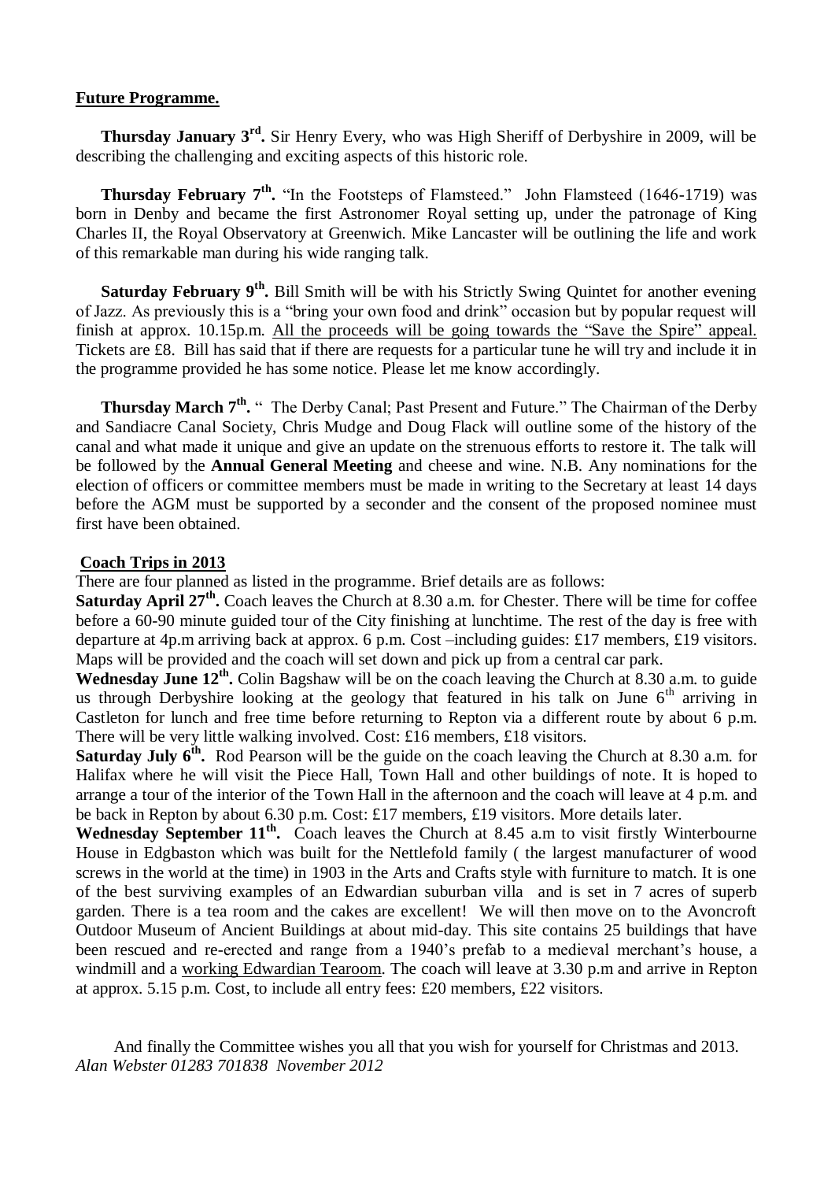## Future Programme.

**Thursday January 3rd.** Sir Henry Every, who was High Sheriff of Derbyshire in 2009, will be describing the challenging and exciting aspects of this historic role.

**Thursday February 7th.** "In the Footsteps of Flamsteed." John Flamsteed (1646-1719) was born in Denby and became the first Astronomer Royal setting up, under the patronage of King Charles II, the Royal Observatory at Greenwich. Mike Lancaster will be outlining the life and work of this remarkable man during his wide ranging talk.

**Saturday February 9th.** Bill Smith will be with his Strictly Swing Quintet for another evening of Jazz. As previously this is a "bring your own food and drink" occasion but by popular request will finish at approx. 10.15p.m. All the proceeds will be going towards the "Save the Spire" appeal. Tickets are £8. Bill has said that if there are requests for a particular tune he will try and include it in the programme provided he has some notice. Please let me know accordingly.

**Thursday March 7th.** " The Derby Canal; Past Present and Future." The Chairman of the Derby and Sandiacre Canal Society, Chris Mudge and Doug Flack will outline some of the history of the canal and what made it unique and give an update on the strenuous efforts to restore it. The talk will be followed by the **Annual General Meeting** and cheese and wine. N.B. Any nominations for the election of officers or committee members must be made in writing to the Secretary at least 14 days before the AGM must be supported by a seconder and the consent of the proposed nominee must first have been obtained.

## Coach Trips in 2013

There are four planned as listed in the programme. Brief details are as follows:

**Saturday April 27th.** Coach leaves the Church at 8.30 a.m. for Chester. There will be time for coffee before a 60-90 minute guided tour of the City finishing at lunchtime. The rest of the day is free with departure at 4p.m arriving back at approx. 6 p.m. Cost –including guides: £17 members, £19 visitors. Maps will be provided and the coach will set down and pick up from a central car park.

**Wednesday June 12th.** Colin Bagshaw will be on the coach leaving the Church at 8.30 a.m. to guide us through Derbyshire looking at the geology that featured in his talk on June 6th arriving in Castleton for lunch and free time before returning to Repton via a different route by about 6 p.m. There will be very little walking involved. Cost: £16 members, £18 visitors.

**Saturday July 6th.** Rod Pearson will be the guide on the coach leaving the Church at 8.30 a.m. for Halifax where he will visit the Piece Hall, Town Hall and other buildings of note. It is hoped to arrange a tour of the interior of the Town Hall in the afternoon and the coach will leave at 4 p.m. and be back in Repton by about 6.30 p.m. Cost: £17 members, £19 visitors. More details later.

**Wednesday September 11th.** Coach leaves the Church at 8.45 a.m to visit firstly Winterbourne House in Edgbaston which was built for the Nettlefold family ( the largest manufacturer of wood screws in the world at the time) in 1903 in the Arts and Crafts style with furniture to match. It is one of the best surviving examples of an Edwardian suburban villa and is set in 7 acres of superb garden. There is a tea room and the cakes are excellent! We will then move on to the Avoncroft Outdoor Museum of Ancient Buildings at about mid-day. This site contains 25 buildings that have been rescued and re-erected and range from a 1940's prefab to a medieval merchant's house, a windmill and a working Edwardian Tearoom. The coach will leave at 3.30 p.m and arrive in Repton at approx. 5.15 p.m. Cost, to include all entry fees: £20 members, £22 visitors.

And finally the Committee wishes you all that you wish for yourself for Christmas and 2013.

*Alan Webster 01283 701838 November 2012*